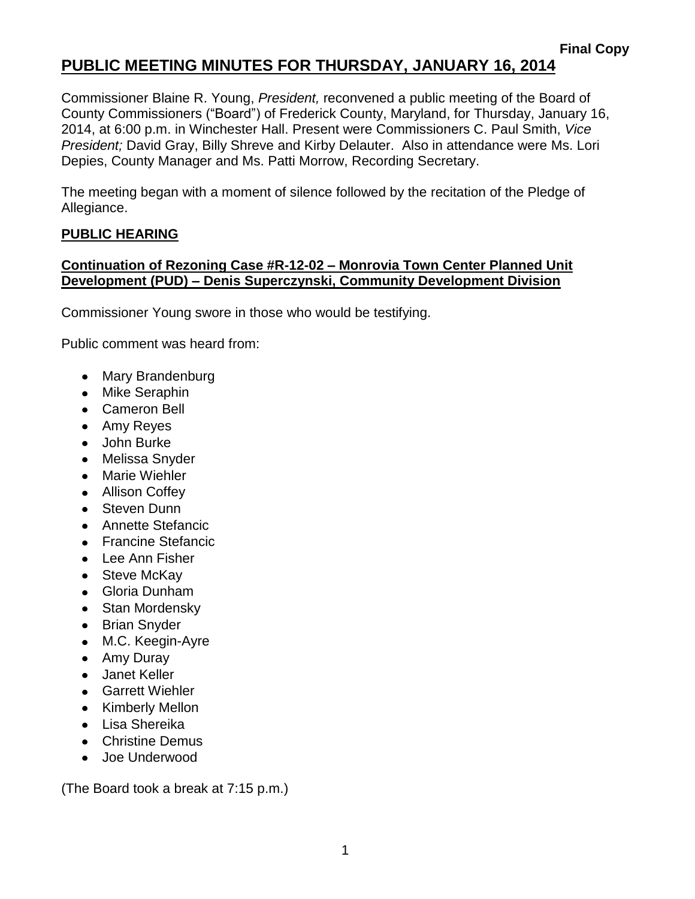**Final Copy**

# PUBLIC MEETING MINUTES FOR THURSDAY, JANUARY 16, 2014

Commissioner Blaine R. Young, *President,* reconvened a public meeting of the Board of County Commissioners ("Board") of Frederick County, Maryland, for Thursday, January 16, 2014, at 6:00 p.m. in Winchester Hall. Present were Commissioners C. Paul Smith, *Vice President;* David Gray, Billy Shreve and Kirby Delauter. Also in attendance were Ms. Lori Depies, County Manager and Ms. Patti Morrow, Recording Secretary.

The meeting began with a moment of silence followed by the recitation of the Pledge of Allegiance.

## PUBLIC HEARING

### Continuation of Rezoning Case #R-12-02 – Monrovia Town Center Planned Unit Development (PUD) – Denis Superczynski, Community Development Division

Commissioner Young swore in those who would be testifying.

Public comment was heard from:

- Mary Brandenburg
- Mike Seraphin
- Cameron Bell
- Amy Reyes
- John Burke
- Melissa Snyder
- Marie Wiehler
- Allison Coffey
- Steven Dunn
- Annette Stefancic
- Francine Stefancic
- Lee Ann Fisher
- Steve McKay
- Gloria Dunham
- Stan Mordensky
- Brian Snyder
- M.C. Keegin-Ayre
- Amy Duray
- Janet Keller
- Garrett Wiehler
- Kimberly Mellon
- Lisa Shereika
- Christine Demus
- Joe Underwood

(The Board took a break at 7:15 p.m.)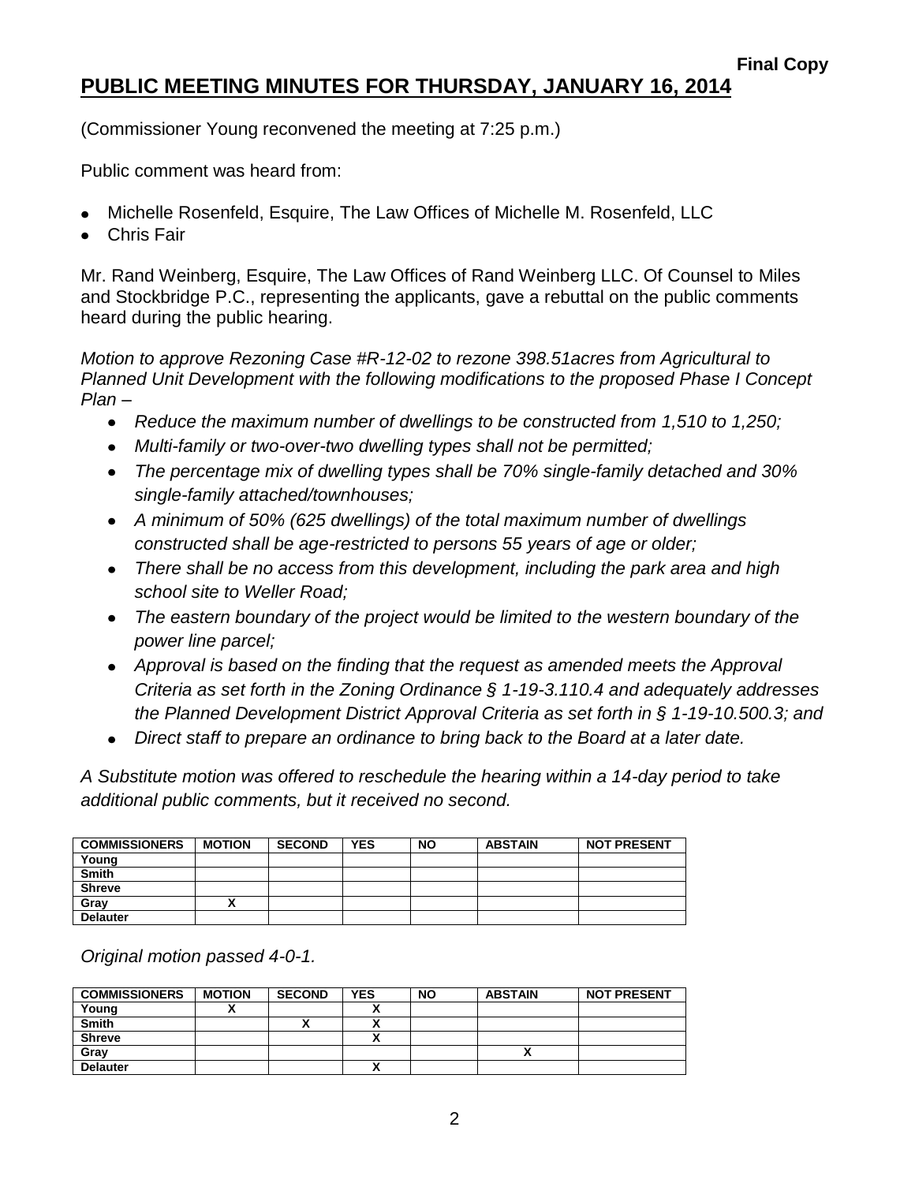**Final Copy**

# PUBLIC MEETING MINUTES FOR THURSDAY, JANUARY 16, 2014

(Commissioner Young reconvened the meeting at 7:25 p.m.)

Public comment was heard from:

- Michelle Rosenfeld, Esquire, The Law Offices of Michelle M. Rosenfeld, LLC
- Chris Fair

Mr. Rand Weinberg, Esquire, The Law Offices of Rand Weinberg LLC. Of Counsel to Miles and Stockbridge P.C., representing the applicants, gave a rebuttal on the public comments heard during the public hearing.

*Motion to approve Rezoning Case #R-12-02 to rezone 398.51acres from Agricultural to Planned Unit Development with the following modifications to the proposed Phase I Concept Plan –*

- *Reduce the maximum number of dwellings to be constructed from 1,510 to 1,250;*
- *Multi-family or two-over-two dwelling types shall not be permitted;*
- *The percentage mix of dwelling types shall be 70% single-family detached and 30% single-family attached/townhouses;*
- *A minimum of 50% (625 dwellings) of the total maximum number of dwellings constructed shall be age-restricted to persons 55 years of age or older;*
- *There shall be no access from this development, including the park area and high school site to Weller Road;*
- *The eastern boundary of the project would be limited to the western boundary of the power line parcel;*
- *Approval is based on the finding that the request as amended meets the Approval Criteria as set forth in the Zoning Ordinance § 1-19-3.110.4 and adequately addresses the Planned Development District Approval Criteria as set forth in § 1-19-10.500.3; and*
- *Direct staff to prepare an ordinance to bring back to the Board at a later date.*

*A Substitute motion was offered to reschedule the hearing within a 14-day period to take additional public comments, but it received no second.*

| COMMISSIONERS | MOTION | SECOND | YES | NO | ABSTAIN | NOT PRESENT |
|---|---|---|---|---|---|---|
| Young | | | | | | |
| Smith | | | | | | |
| Shreve | | | | | | |
| Gray | X | | | | | |
| Delauter | | | | | | |

*Original motion passed 4-0-1.*

| COMMISSIONERS | MOTION | SECOND | YES | NO | ABSTAIN | NOT PRESENT |
|---|---|---|---|---|---|---|
| Young | X | | X | | | |
| Smith | | X | X | | | |
| Shreve | | | X | | | |
| Gray | | | | | X | |
| Delauter | | | X | | | |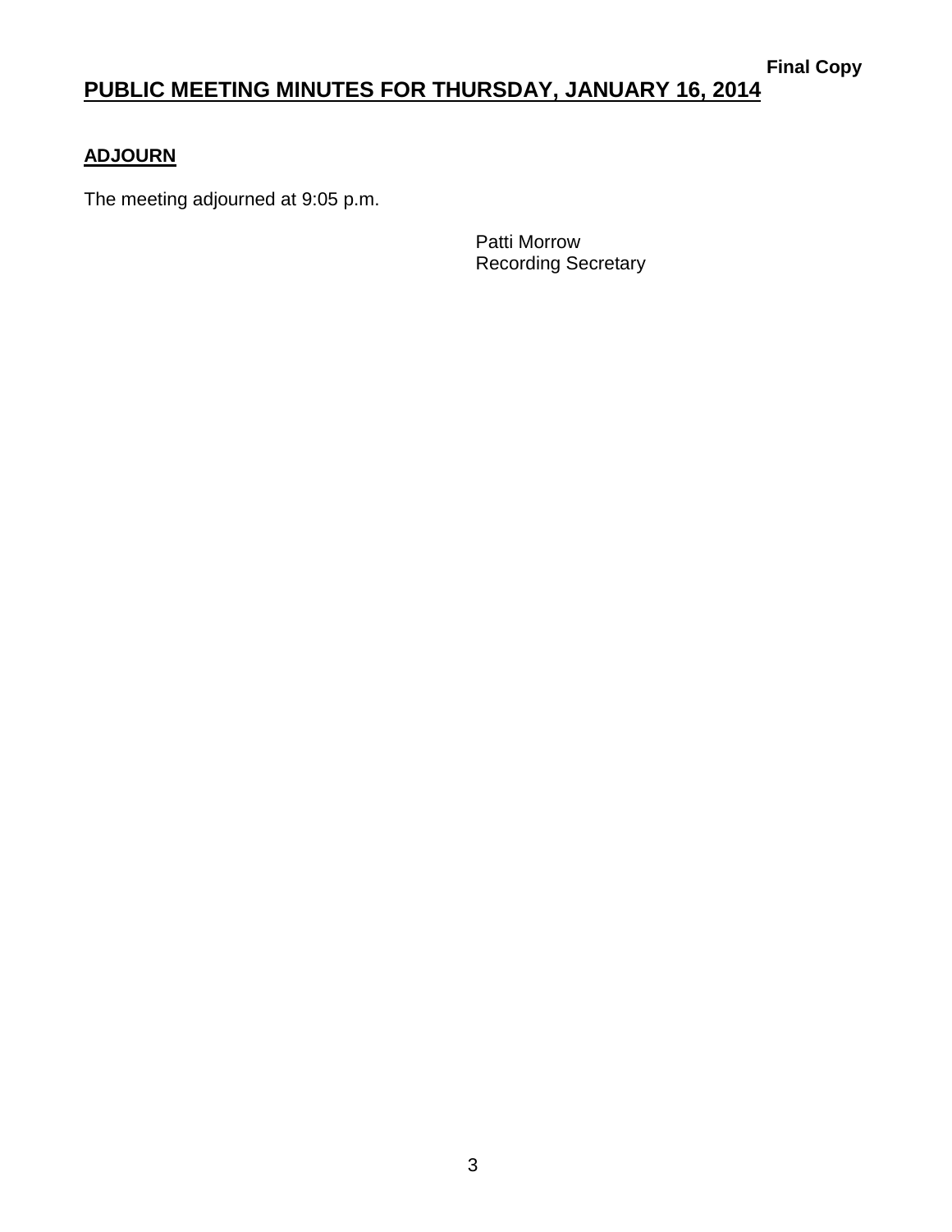**ADJOURN**

The meeting adjourned at 9:05 p.m.

Patti Morrow
Recording Secretary